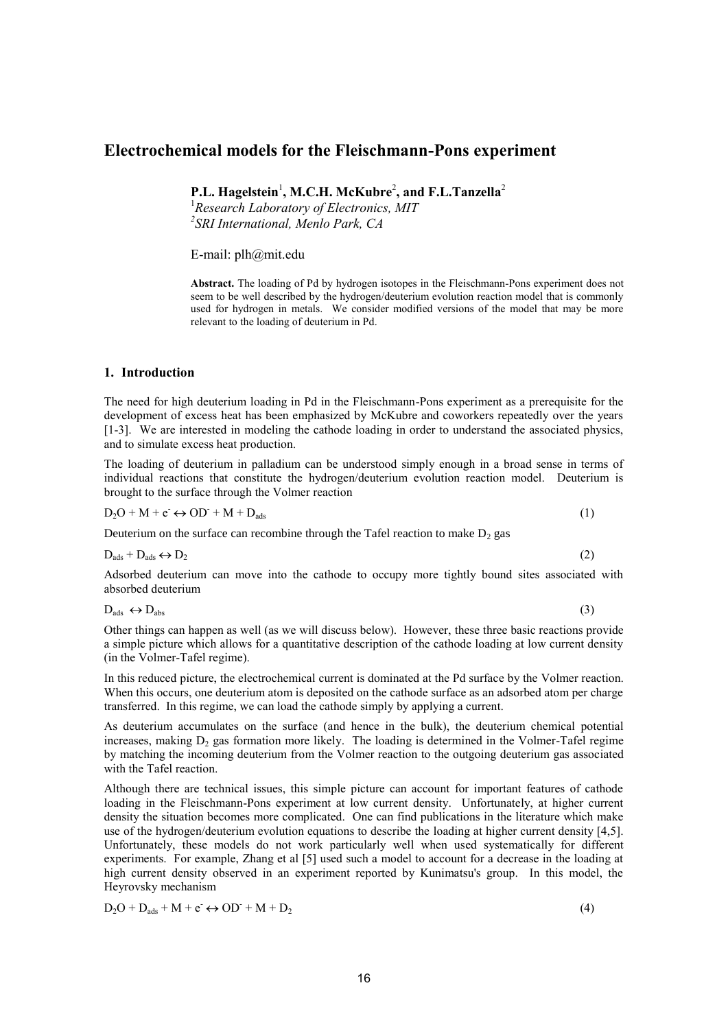# Electrochemical models for the Fleischmann-Pons experiment

**P.L. Hagelstein**[1]**, M.C.H. McKubre**[2]**, and F.L.Tanzella**[2]

[1]*Research Laboratory of Electronics, MIT*
[2]*SRI International, Menlo Park, CA*

E-mail: plh@mit.edu

**Abstract.** The loading of Pd by hydrogen isotopes in the Fleischmann-Pons experiment does not seem to be well described by the hydrogen/deuterium evolution reaction model that is commonly used for hydrogen in metals. We consider modified versions of the model that may be more relevant to the loading of deuterium in Pd.

## 1. Introduction

The need for high deuterium loading in Pd in the Fleischmann-Pons experiment as a prerequisite for the development of excess heat has been emphasized by McKubre and coworkers repeatedly over the years [1-3]. We are interested in modeling the cathode loading in order to understand the associated physics, and to simulate excess heat production.

The loading of deuterium in palladium can be understood simply enough in a broad sense in terms of individual reactions that constitute the hydrogen/deuterium evolution reaction model. Deuterium is brought to the surface through the Volmer reaction

$$D_2O + M + e^- \leftrightarrow OD^- + M + D_{ads} \tag{1}$$

Deuterium on the surface can recombine through the Tafel reaction to make $D_2$ gas

$$D_{ads} + D_{ads} \leftrightarrow D_2 \tag{2}$$

Adsorbed deuterium can move into the cathode to occupy more tightly bound sites associated with absorbed deuterium

$$D_{ads} \leftrightarrow D_{abs} \tag{3}$$

Other things can happen as well (as we will discuss below). However, these three basic reactions provide a simple picture which allows for a quantitative description of the cathode loading at low current density (in the Volmer-Tafel regime).

In this reduced picture, the electrochemical current is dominated at the Pd surface by the Volmer reaction. When this occurs, one deuterium atom is deposited on the cathode surface as an adsorbed atom per charge transferred. In this regime, we can load the cathode simply by applying a current.

As deuterium accumulates on the surface (and hence in the bulk), the deuterium chemical potential increases, making $D_2$ gas formation more likely. The loading is determined in the Volmer-Tafel regime by matching the incoming deuterium from the Volmer reaction to the outgoing deuterium gas associated with the Tafel reaction.

Although there are technical issues, this simple picture can account for important features of cathode loading in the Fleischmann-Pons experiment at low current density. Unfortunately, at higher current density the situation becomes more complicated. One can find publications in the literature which make use of the hydrogen/deuterium evolution equations to describe the loading at higher current density [4,5]. Unfortunately, these models do not work particularly well when used systematically for different experiments. For example, Zhang et al [5] used such a model to account for a decrease in the loading at high current density observed in an experiment reported by Kunimatsu's group. In this model, the Heyrovsky mechanism

$$D_2O + D_{ads} + M + e^- \leftrightarrow OD^- + M + D_2 \tag{4}$$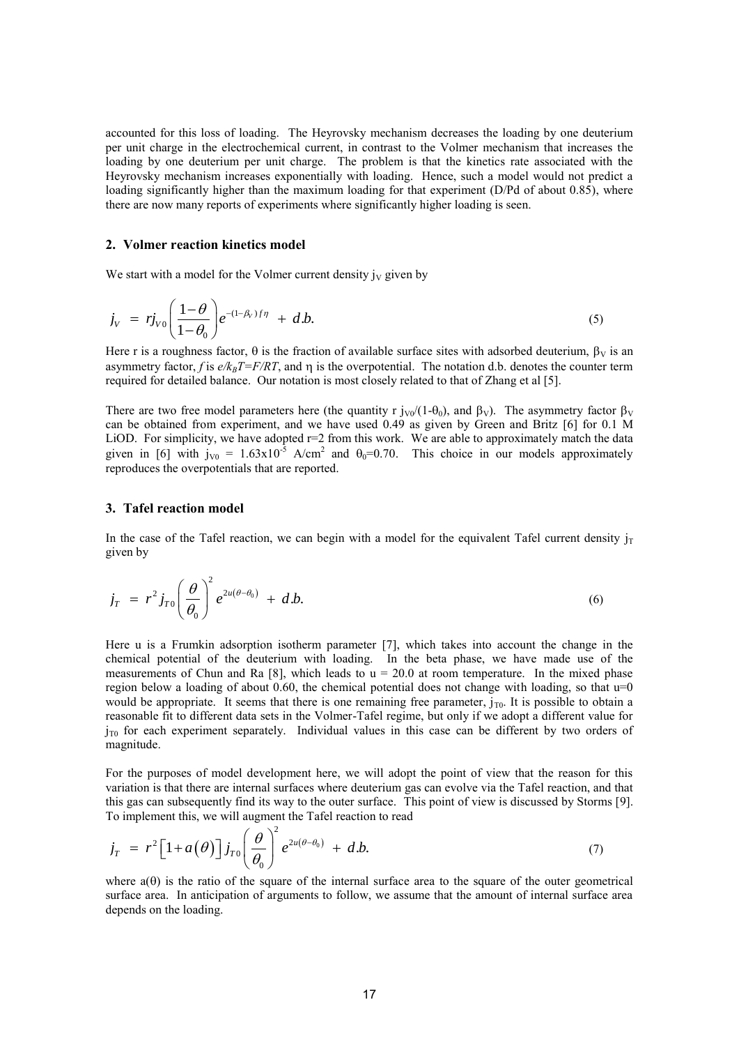accounted for this loss of loading. The Heyrovsky mechanism decreases the loading by one deuterium per unit charge in the electrochemical current, in contrast to the Volmer mechanism that increases the loading by one deuterium per unit charge. The problem is that the kinetics rate associated with the Heyrovsky mechanism increases exponentially with loading. Hence, such a model would not predict a loading significantly higher than the maximum loading for that experiment (D/Pd of about 0.85), where there are now many reports of experiments where significantly higher loading is seen.

## 2. Volmer reaction kinetics model

We start with a model for the Volmer current density $j_V$ given by

$$j_V = r j_{V0} \left( \frac{1-\theta}{1-\theta_0} \right) e^{-(1-\beta_V) f \eta} + d.b. \tag{5}$$

Here r is a roughness factor, $\theta$ is the fraction of available surface sites with adsorbed deuterium, $\beta_V$ is an asymmetry factor, $f$ is $e/k_BT=F/RT$, and $\eta$ is the overpotential. The notation d.b. denotes the counter term required for detailed balance. Our notation is most closely related to that of Zhang et al [5].

There are two free model parameters here (the quantity r $j_{V0}/(1-\theta_0)$, and $\beta_V$). The asymmetry factor $\beta_V$ can be obtained from experiment, and we have used 0.49 as given by Green and Britz [6] for 0.1 M LiOD. For simplicity, we have adopted r=2 from this work. We are able to approximately match the data given in [6] with $j_{V0} = 1.63\text{x}10^{-5}$ A/cm$^2$ and $\theta_0$=0.70. This choice in our models approximately reproduces the overpotentials that are reported.

## 3. Tafel reaction model

In the case of the Tafel reaction, we can begin with a model for the equivalent Tafel current density $j_T$ given by

$$j_T = r^2 j_{T0} \left( \frac{\theta}{\theta_0} \right)^2 e^{2u(\theta-\theta_0)} + d.b. \tag{6}$$

Here u is a Frumkin adsorption isotherm parameter [7], which takes into account the change in the chemical potential of the deuterium with loading. In the beta phase, we have made use of the measurements of Chun and Ra [8], which leads to u = 20.0 at room temperature. In the mixed phase region below a loading of about 0.60, the chemical potential does not change with loading, so that u=0 would be appropriate. It seems that there is one remaining free parameter, $j_{T0}$. It is possible to obtain a reasonable fit to different data sets in the Volmer-Tafel regime, but only if we adopt a different value for $j_{T0}$ for each experiment separately. Individual values in this case can be different by two orders of magnitude.

For the purposes of model development here, we will adopt the point of view that the reason for this variation is that there are internal surfaces where deuterium gas can evolve via the Tafel reaction, and that this gas can subsequently find its way to the outer surface. This point of view is discussed by Storms [9]. To implement this, we will augment the Tafel reaction to read

$$j_T = r^2 \left[ 1 + a(\theta) \right] j_{T0} \left( \frac{\theta}{\theta_0} \right)^2 e^{2u(\theta-\theta_0)} + d.b. \tag{7}$$

where $a(\theta)$ is the ratio of the square of the internal surface area to the square of the outer geometrical surface area. In anticipation of arguments to follow, we assume that the amount of internal surface area depends on the loading.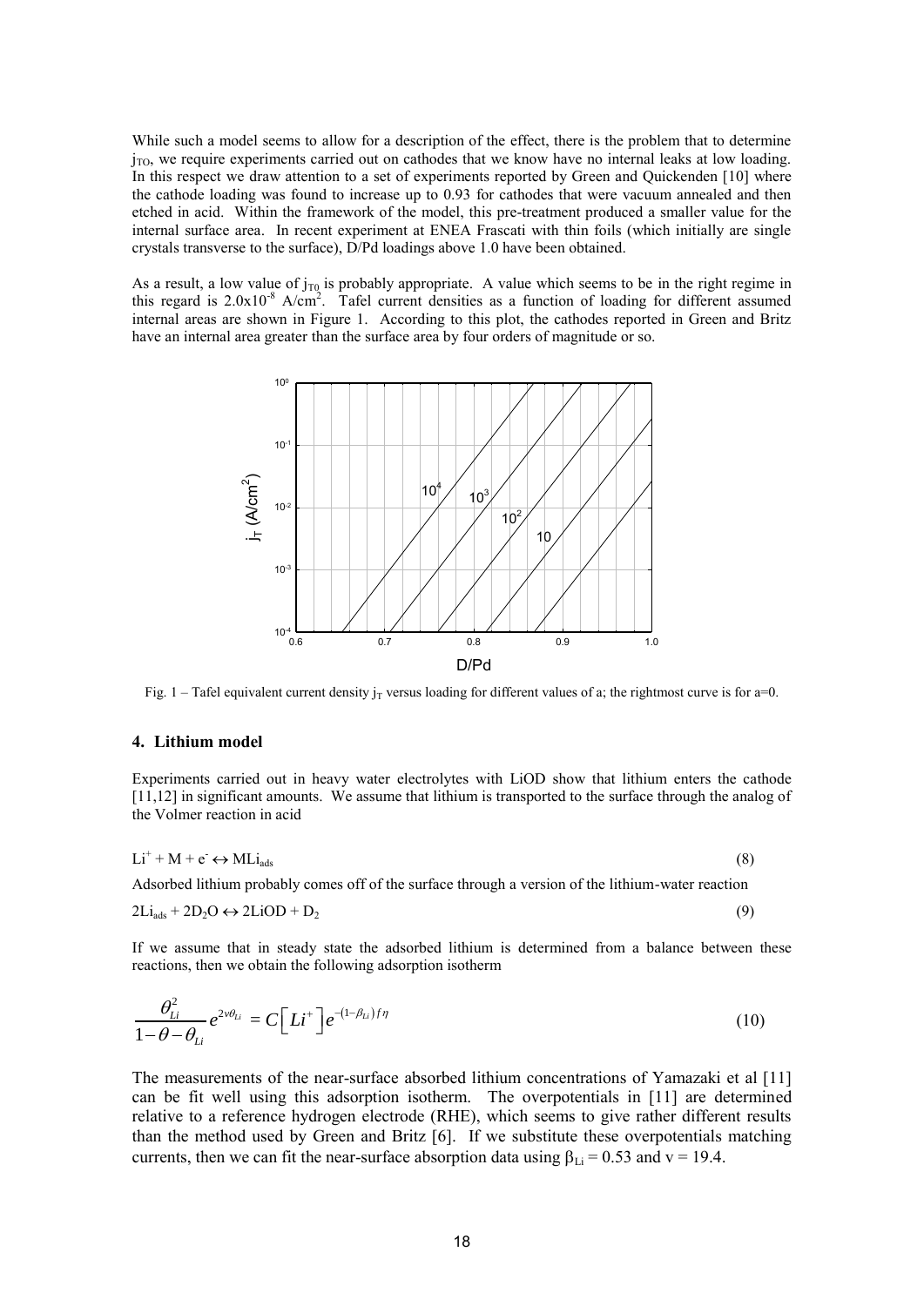While such a model seems to allow for a description of the effect, there is the problem that to determine $j_{TO}$, we require experiments carried out on cathodes that we know have no internal leaks at low loading. In this respect we draw attention to a set of experiments reported by Green and Quickenden [10] where the cathode loading was found to increase up to 0.93 for cathodes that were vacuum annealed and then etched in acid. Within the framework of the model, this pre-treatment produced a smaller value for the internal surface area. In recent experiment at ENEA Frascati with thin foils (which initially are single crystals transverse to the surface), D/Pd loadings above 1.0 have been obtained.

As a result, a low value of $j_{T0}$ is probably appropriate. A value which seems to be in the right regime in this regard is $2.0 \times 10^{-8}$ A/cm$^2$. Tafel current densities as a function of loading for different assumed internal areas are shown in Figure 1. According to this plot, the cathodes reported in Green and Britz have an internal area greater than the surface area by four orders of magnitude or so.

Fig. 1 – Tafel equivalent current density $j_T$ versus loading for different values of a; the rightmost curve is for a=0.

## 4. Lithium model

Experiments carried out in heavy water electrolytes with LiOD show that lithium enters the cathode [11,12] in significant amounts. We assume that lithium is transported to the surface through the analog of the Volmer reaction in acid

$$Li^+ + M + e^- \leftrightarrow MLi_{ads} \tag{8}$$

Adsorbed lithium probably comes off of the surface through a version of the lithium-water reaction

$$2Li_{ads} + 2D_2O \leftrightarrow 2LiOD + D_2 \tag{9}$$

If we assume that in steady state the adsorbed lithium is determined from a balance between these reactions, then we obtain the following adsorption isotherm

$$\frac{\theta_{Li}^2}{1-\theta-\theta_{Li}} e^{2\nu\theta_{Li}} = C\left[Li^+\right] e^{-(1-\beta_{Li})f\eta} \tag{10}$$

The measurements of the near-surface absorbed lithium concentrations of Yamazaki et al [11] can be fit well using this adsorption isotherm. The overpotentials in [11] are determined relative to a reference hydrogen electrode (RHE), which seems to give rather different results than the method used by Green and Britz [6]. If we substitute these overpotentials matching currents, then we can fit the near-surface absorption data using $\beta_{Li} = 0.53$ and $v = 19.4$.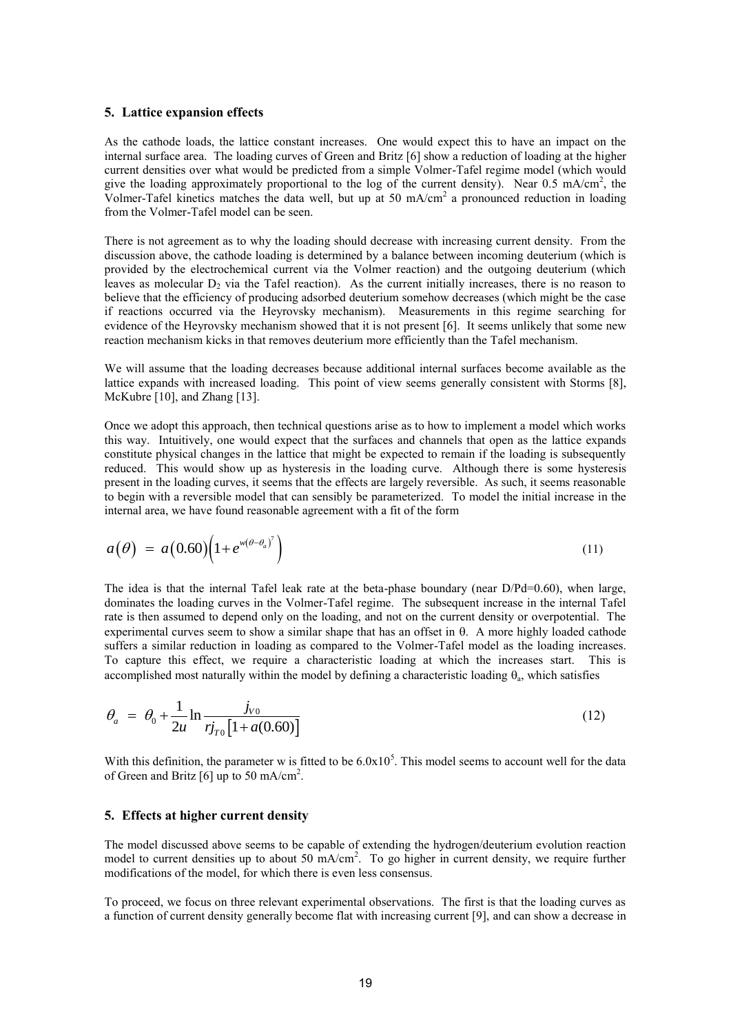## 5. Lattice expansion effects

As the cathode loads, the lattice constant increases. One would expect this to have an impact on the internal surface area. The loading curves of Green and Britz [6] show a reduction of loading at the higher current densities over what would be predicted from a simple Volmer-Tafel regime model (which would give the loading approximately proportional to the log of the current density). Near 0.5 mA/cm$^2$, the Volmer-Tafel kinetics matches the data well, but up at 50 mA/cm$^2$ a pronounced reduction in loading from the Volmer-Tafel model can be seen.

There is not agreement as to why the loading should decrease with increasing current density. From the discussion above, the cathode loading is determined by a balance between incoming deuterium (which is provided by the electrochemical current via the Volmer reaction) and the outgoing deuterium (which leaves as molecular $D_2$ via the Tafel reaction). As the current initially increases, there is no reason to believe that the efficiency of producing adsorbed deuterium somehow decreases (which might be the case if reactions occurred via the Heyrovsky mechanism). Measurements in this regime searching for evidence of the Heyrovsky mechanism showed that it is not present [6]. It seems unlikely that some new reaction mechanism kicks in that removes deuterium more efficiently than the Tafel mechanism.

We will assume that the loading decreases because additional internal surfaces become available as the lattice expands with increased loading. This point of view seems generally consistent with Storms [8], McKubre [10], and Zhang [13].

Once we adopt this approach, then technical questions arise as to how to implement a model which works this way. Intuitively, one would expect that the surfaces and channels that open as the lattice expands constitute physical changes in the lattice that might be expected to remain if the loading is subsequently reduced. This would show up as hysteresis in the loading curve. Although there is some hysteresis present in the loading curves, it seems that the effects are largely reversible. As such, it seems reasonable to begin with a reversible model that can sensibly be parameterized. To model the initial increase in the internal area, we have found reasonable agreement with a fit of the form

$$a(\theta) = a(0.60)\left(1+e^{w(\theta-\theta_a)^7}\right) \tag{11}$$

The idea is that the internal Tafel leak rate at the beta-phase boundary (near D/Pd=0.60), when large, dominates the loading curves in the Volmer-Tafel regime. The subsequent increase in the internal Tafel rate is then assumed to depend only on the loading, and not on the current density or overpotential. The experimental curves seem to show a similar shape that has an offset in $\theta$. A more highly loaded cathode suffers a similar reduction in loading as compared to the Volmer-Tafel model as the loading increases. To capture this effect, we require a characteristic loading at which the increases start. This is accomplished most naturally within the model by defining a characteristic loading $\theta_a$, which satisfies

$$\theta_a = \theta_0 + \frac{1}{2u}\ln\frac{j_{V0}}{rj_{T0}\left[1+a(0.60)\right]} \tag{12}$$

With this definition, the parameter w is fitted to be $6.0\text{x}10^5$. This model seems to account well for the data of Green and Britz [6] up to 50 mA/cm$^2$.

## 5. Effects at higher current density

The model discussed above seems to be capable of extending the hydrogen/deuterium evolution reaction model to current densities up to about 50 mA/cm$^2$. To go higher in current density, we require further modifications of the model, for which there is even less consensus.

To proceed, we focus on three relevant experimental observations. The first is that the loading curves as a function of current density generally become flat with increasing current [9], and can show a decrease in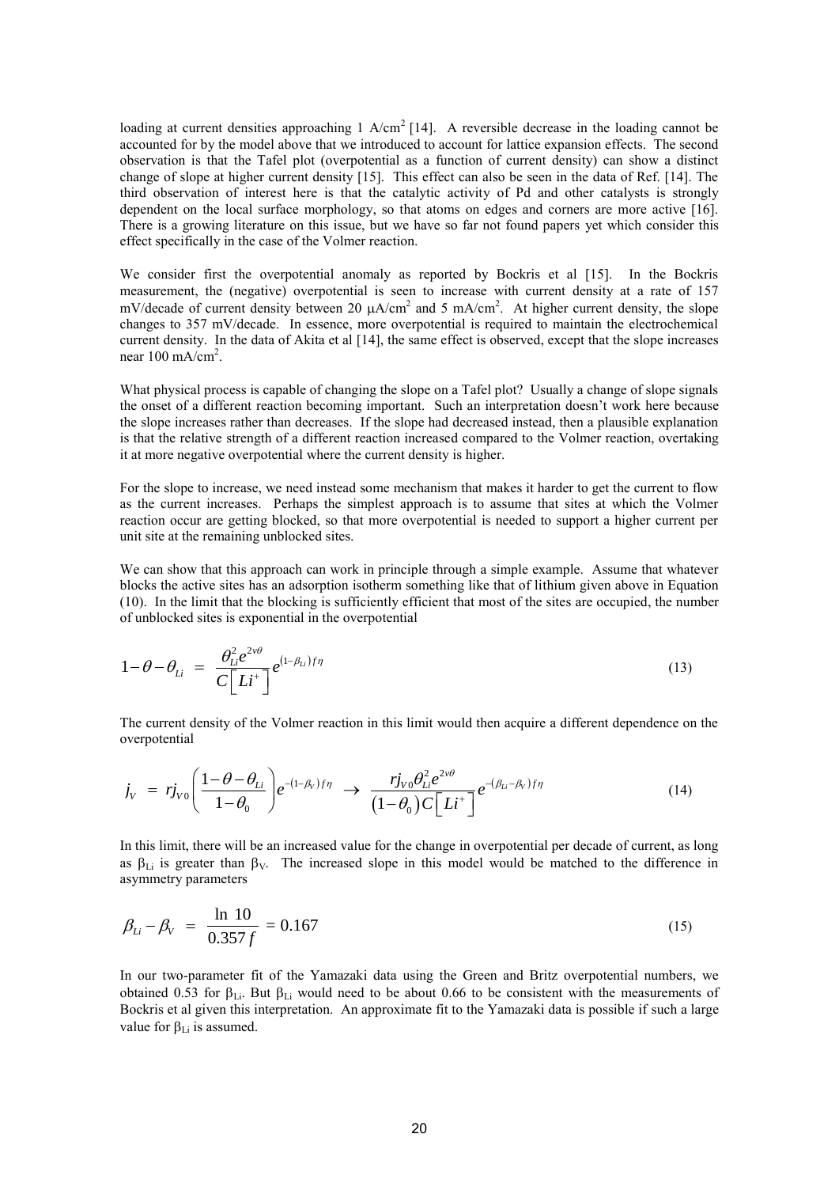loading at current densities approaching 1 A/cm$^2$ [14]. A reversible decrease in the loading cannot be accounted for by the model above that we introduced to account for lattice expansion effects. The second observation is that the Tafel plot (overpotential as a function of current density) can show a distinct change of slope at higher current density [15]. This effect can also be seen in the data of Ref. [14]. The third observation of interest here is that the catalytic activity of Pd and other catalysts is strongly dependent on the local surface morphology, so that atoms on edges and corners are more active [16]. There is a growing literature on this issue, but we have so far not found papers yet which consider this effect specifically in the case of the Volmer reaction.

We consider first the overpotential anomaly as reported by Bockris et al [15]. In the Bockris measurement, the (negative) overpotential is seen to increase with current density at a rate of 157 mV/decade of current density between 20 μA/cm$^2$ and 5 mA/cm$^2$. At higher current density, the slope changes to 357 mV/decade. In essence, more overpotential is required to maintain the electrochemical current density. In the data of Akita et al [14], the same effect is observed, except that the slope increases near 100 mA/cm$^2$.

What physical process is capable of changing the slope on a Tafel plot? Usually a change of slope signals the onset of a different reaction becoming important. Such an interpretation doesn't work here because the slope increases rather than decreases. If the slope had decreased instead, then a plausible explanation is that the relative strength of a different reaction increased compared to the Volmer reaction, overtaking it at more negative overpotential where the current density is higher.

For the slope to increase, we need instead some mechanism that makes it harder to get the current to flow as the current increases. Perhaps the simplest approach is to assume that sites at which the Volmer reaction occur are getting blocked, so that more overpotential is needed to support a higher current per unit site at the remaining unblocked sites.

We can show that this approach can work in principle through a simple example. Assume that whatever blocks the active sites has an adsorption isotherm something like that of lithium given above in Equation (10). In the limit that the blocking is sufficiently efficient that most of the sites are occupied, the number of unblocked sites is exponential in the overpotential

$$1-\theta-\theta_{Li} = \frac{\theta_{Li}^2 e^{2v\theta}}{C\left[Li^+\right]} e^{(1-\beta_{Li})f\eta} \tag{13}$$

The current density of the Volmer reaction in this limit would then acquire a different dependence on the overpotential

$$j_V = rj_{V0}\left(\frac{1-\theta-\theta_{Li}}{1-\theta_0}\right)e^{-(1-\beta_V)f\eta} \rightarrow \frac{rj_{V0}\theta_{Li}^2 e^{2v\theta}}{(1-\theta_0)C\left[Li^+\right]} e^{-(\beta_{Li}-\beta_V)f\eta} \tag{14}$$

In this limit, there will be an increased value for the change in overpotential per decade of current, as long as $\beta_{Li}$ is greater than $\beta_V$. The increased slope in this model would be matched to the difference in asymmetry parameters

$$\beta_{Li}-\beta_V = \frac{\ln 10}{0.357 f} = 0.167 \tag{15}$$

In our two-parameter fit of the Yamazaki data using the Green and Britz overpotential numbers, we obtained 0.53 for $\beta_{Li}$. But $\beta_{Li}$ would need to be about 0.66 to be consistent with the measurements of Bockris et al given this interpretation. An approximate fit to the Yamazaki data is possible if such a large value for $\beta_{Li}$ is assumed.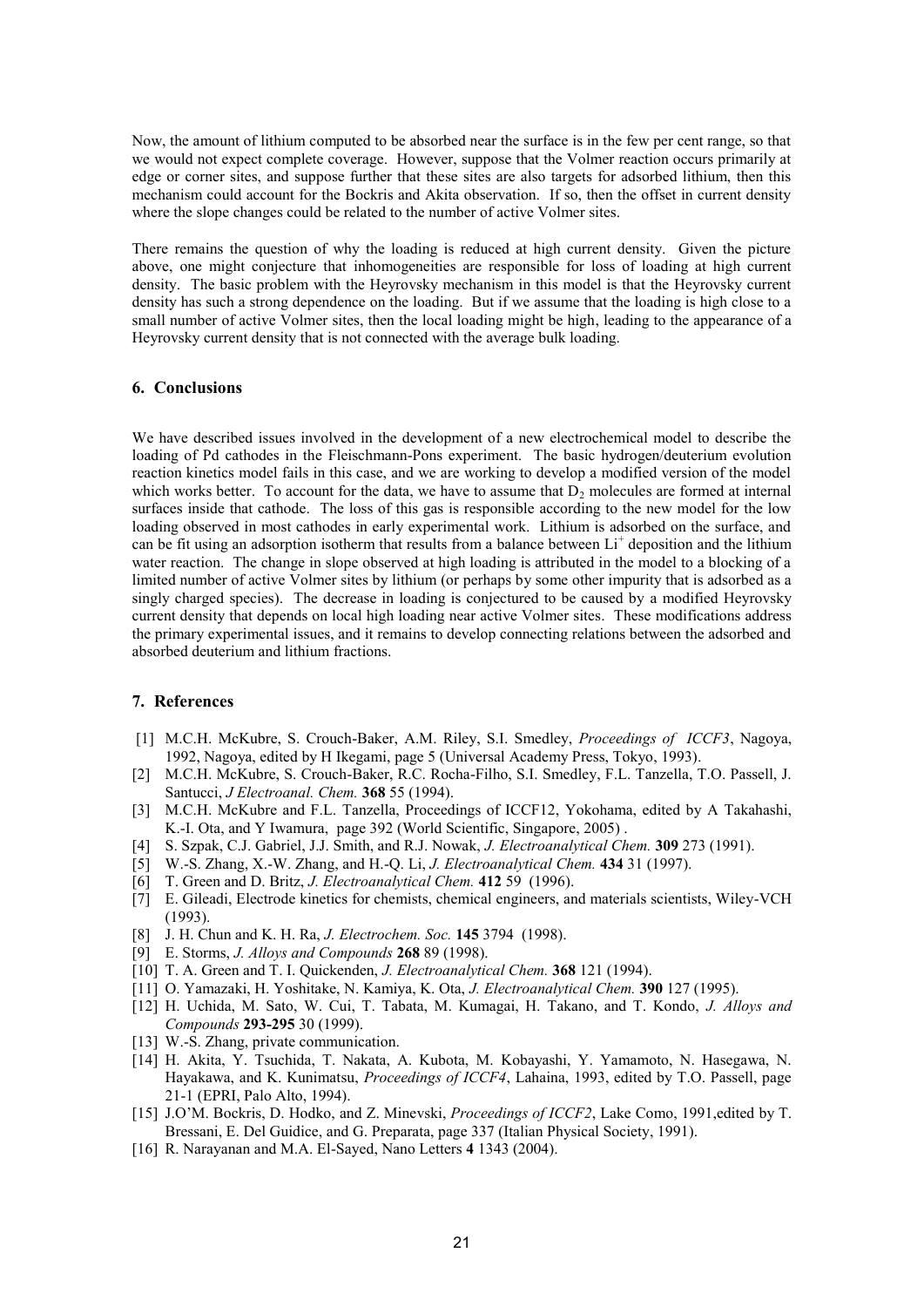Now, the amount of lithium computed to be absorbed near the surface is in the few per cent range, so that we would not expect complete coverage. However, suppose that the Volmer reaction occurs primarily at edge or corner sites, and suppose further that these sites are also targets for adsorbed lithium, then this mechanism could account for the Bockris and Akita observation. If so, then the offset in current density where the slope changes could be related to the number of active Volmer sites.

There remains the question of why the loading is reduced at high current density. Given the picture above, one might conjecture that inhomogeneities are responsible for loss of loading at high current density. The basic problem with the Heyrovsky mechanism in this model is that the Heyrovsky current density has such a strong dependence on the loading. But if we assume that the loading is high close to a small number of active Volmer sites, then the local loading might be high, leading to the appearance of a Heyrovsky current density that is not connected with the average bulk loading.

## 6. Conclusions

We have described issues involved in the development of a new electrochemical model to describe the loading of Pd cathodes in the Fleischmann-Pons experiment. The basic hydrogen/deuterium evolution reaction kinetics model fails in this case, and we are working to develop a modified version of the model which works better. To account for the data, we have to assume that $D_2$ molecules are formed at internal surfaces inside that cathode. The loss of this gas is responsible according to the new model for the low loading observed in most cathodes in early experimental work. Lithium is adsorbed on the surface, and can be fit using an adsorption isotherm that results from a balance between $Li^+$ deposition and the lithium water reaction. The change in slope observed at high loading is attributed in the model to a blocking of a limited number of active Volmer sites by lithium (or perhaps by some other impurity that is adsorbed as a singly charged species). The decrease in loading is conjectured to be caused by a modified Heyrovsky current density that depends on local high loading near active Volmer sites. These modifications address the primary experimental issues, and it remains to develop connecting relations between the adsorbed and absorbed deuterium and lithium fractions.

## 7. References

[1] M.C.H. McKubre, S. Crouch-Baker, A.M. Riley, S.I. Smedley, *Proceedings of ICCF3*, Nagoya, 1992, Nagoya, edited by H Ikegami, page 5 (Universal Academy Press, Tokyo, 1993).

[2] M.C.H. McKubre, S. Crouch-Baker, R.C. Rocha-Filho, S.I. Smedley, F.L. Tanzella, T.O. Passell, J. Santucci, *J Electroanal. Chem.* **368** 55 (1994).

[3] M.C.H. McKubre and F.L. Tanzella, Proceedings of ICCF12, Yokohama, edited by A Takahashi, K.-I. Ota, and Y Iwamura, page 392 (World Scientific, Singapore, 2005) .

[4] S. Szpak, C.J. Gabriel, J.J. Smith, and R.J. Nowak, *J. Electroanalytical Chem.* **309** 273 (1991).

[5] W.-S. Zhang, X.-W. Zhang, and H.-Q. Li, *J. Electroanalytical Chem.* **434** 31 (1997).

[6] T. Green and D. Britz, *J. Electroanalytical Chem.* **412** 59 (1996).

[7] E. Gileadi, Electrode kinetics for chemists, chemical engineers, and materials scientists, Wiley-VCH (1993).

[8] J. H. Chun and K. H. Ra, *J. Electrochem. Soc.* **145** 3794 (1998).

[9] E. Storms, *J. Alloys and Compounds* **268** 89 (1998).

[10] T. A. Green and T. I. Quickenden, *J. Electroanalytical Chem.* **368** 121 (1994).

[11] O. Yamazaki, H. Yoshitake, N. Kamiya, K. Ota, *J. Electroanalytical Chem.* **390** 127 (1995).

[12] H. Uchida, M. Sato, W. Cui, T. Tabata, M. Kumagai, H. Takano, and T. Kondo, *J. Alloys and Compounds* **293-295** 30 (1999).

[13] W.-S. Zhang, private communication.

[14] H. Akita, Y. Tsuchida, T. Nakata, A. Kubota, M. Kobayashi, Y. Yamamoto, N. Hasegawa, N. Hayakawa, and K. Kunimatsu, *Proceedings of ICCF4*, Lahaina, 1993, edited by T.O. Passell, page 21-1 (EPRI, Palo Alto, 1994).

[15] J.O'M. Bockris, D. Hodko, and Z. Minevski, *Proceedings of ICCF2*, Lake Como, 1991,edited by T. Bressani, E. Del Guidice, and G. Preparata, page 337 (Italian Physical Society, 1991).

[16] R. Narayanan and M.A. El-Sayed, Nano Letters **4** 1343 (2004).